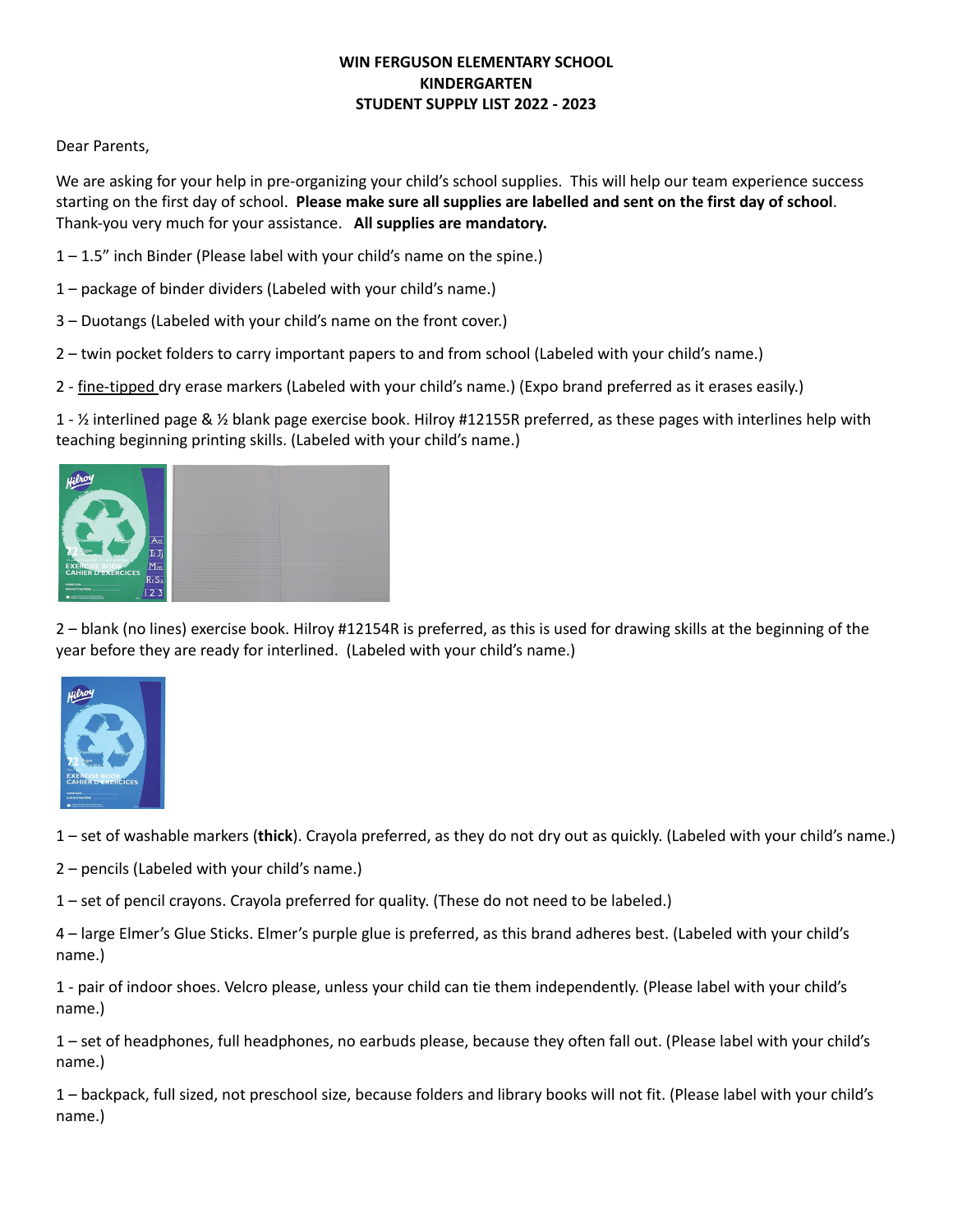**WIN FERGUSON ELEMENTARY SCHOOL**
**KINDERGARTEN**
**STUDENT SUPPLY LIST 2022 - 2023**

Dear Parents,

We are asking for your help in pre-organizing your child's school supplies. This will help our team experience success starting on the first day of school. **Please make sure all supplies are labelled and sent on the first day of school**. Thank-you very much for your assistance. **All supplies are mandatory.**

1 – 1.5" inch Binder (Please label with your child's name on the spine.)

1 – package of binder dividers (Labeled with your child's name.)

3 – Duotangs (Labeled with your child's name on the front cover.)

2 – twin pocket folders to carry important papers to and from school (Labeled with your child's name.)

2 - <u>fine-tipped</u> dry erase markers (Labeled with your child's name.) (Expo brand preferred as it erases easily.)

1 - ½ interlined page & ½ blank page exercise book. Hilroy #12155R preferred, as these pages with interlines help with teaching beginning printing skills. (Labeled with your child's name.)

2 – blank (no lines) exercise book. Hilroy #12154R is preferred, as this is used for drawing skills at the beginning of the year before they are ready for interlined. (Labeled with your child's name.)

1 – set of washable markers (**thick**). Crayola preferred, as they do not dry out as quickly. (Labeled with your child's name.)

2 – pencils (Labeled with your child's name.)

1 – set of pencil crayons. Crayola preferred for quality. (These do not need to be labeled.)

4 – large Elmer's Glue Sticks. Elmer's purple glue is preferred, as this brand adheres best. (Labeled with your child's name.)

1 - pair of indoor shoes. Velcro please, unless your child can tie them independently. (Please label with your child's name.)

1 – set of headphones, full headphones, no earbuds please, because they often fall out. (Please label with your child's name.)

1 – backpack, full sized, not preschool size, because folders and library books will not fit. (Please label with your child's name.)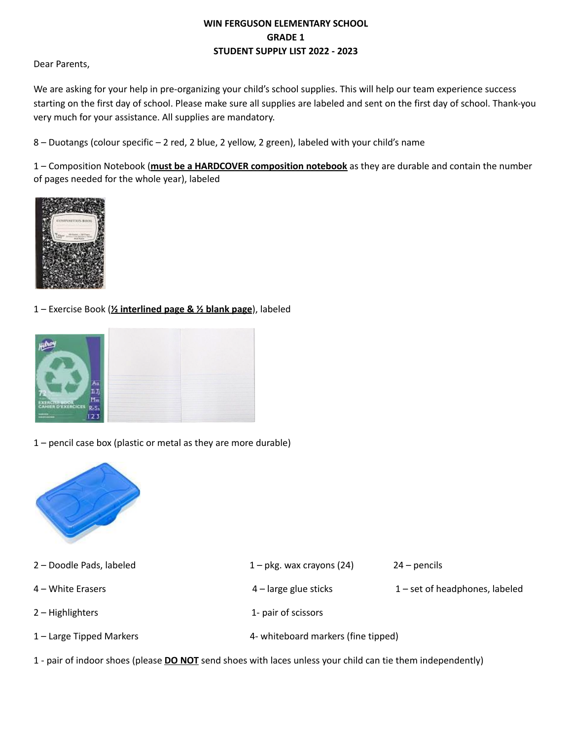**WIN FERGUSON ELEMENTARY SCHOOL**
**GRADE 1**
**STUDENT SUPPLY LIST 2022 - 2023**

Dear Parents,

We are asking for your help in pre-organizing your child's school supplies. This will help our team experience success starting on the first day of school. Please make sure all supplies are labeled and sent on the first day of school. Thank-you very much for your assistance. All supplies are mandatory.

8 – Duotangs (colour specific – 2 red, 2 blue, 2 yellow, 2 green), labeled with your child's name

1 – Composition Notebook (**must be a HARDCOVER composition notebook** as they are durable and contain the number of pages needed for the whole year), labeled

1 – Exercise Book (**½ interlined page & ½ blank page**), labeled

1 – pencil case box (plastic or metal as they are more durable)

2 – Doodle Pads, labeled

4 – White Erasers

2 – Highlighters

1 – Large Tipped Markers

1 – pkg. wax crayons (24)

4 – large glue sticks

1- pair of scissors

4- whiteboard markers (fine tipped)

24 – pencils

1 – set of headphones, labeled

1 - pair of indoor shoes (please **DO NOT** send shoes with laces unless your child can tie them independently)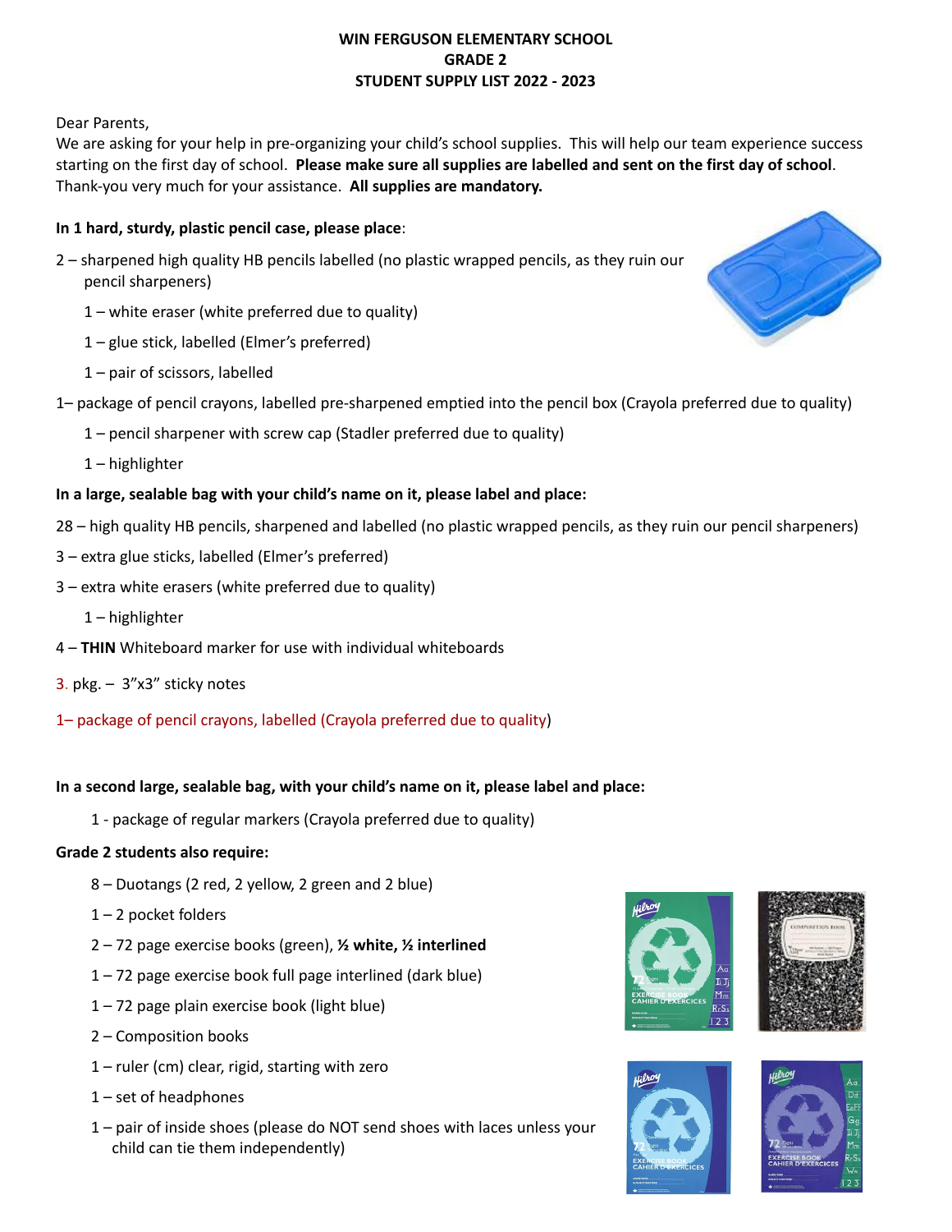**WIN FERGUSON ELEMENTARY SCHOOL**
**GRADE 2**
**STUDENT SUPPLY LIST 2022 - 2023**

Dear Parents,

We are asking for your help in pre-organizing your child's school supplies. This will help our team experience success starting on the first day of school. **Please make sure all supplies are labelled and sent on the first day of school**. Thank-you very much for your assistance. **All supplies are mandatory.**

**In 1 hard, sturdy, plastic pencil case, please place**:

2 – sharpened high quality HB pencils labelled (no plastic wrapped pencils, as they ruin our pencil sharpeners)

1 – white eraser (white preferred due to quality)

1 – glue stick, labelled (Elmer's preferred)

1 – pair of scissors, labelled

1– package of pencil crayons, labelled pre-sharpened emptied into the pencil box (Crayola preferred due to quality)

1 – pencil sharpener with screw cap (Stadler preferred due to quality)

1 – highlighter

**In a large, sealable bag with your child's name on it, please label and place:**

28 – high quality HB pencils, sharpened and labelled (no plastic wrapped pencils, as they ruin our pencil sharpeners)

3 – extra glue sticks, labelled (Elmer's preferred)

3 – extra white erasers (white preferred due to quality)

1 – highlighter

4 – **THIN** Whiteboard marker for use with individual whiteboards

3. pkg. – 3"x3" sticky notes

1– package of pencil crayons, labelled (Crayola preferred due to quality)

**In a second large, sealable bag, with your child's name on it, please label and place:**

1 - package of regular markers (Crayola preferred due to quality)

**Grade 2 students also require:**

8 – Duotangs (2 red, 2 yellow, 2 green and 2 blue)

1 – 2 pocket folders

2 – 72 page exercise books (green), **½ white, ½ interlined**

1 – 72 page exercise book full page interlined (dark blue)

1 – 72 page plain exercise book (light blue)

2 – Composition books

1 – ruler (cm) clear, rigid, starting with zero

1 – set of headphones

1 – pair of inside shoes (please do NOT send shoes with laces unless your child can tie them independently)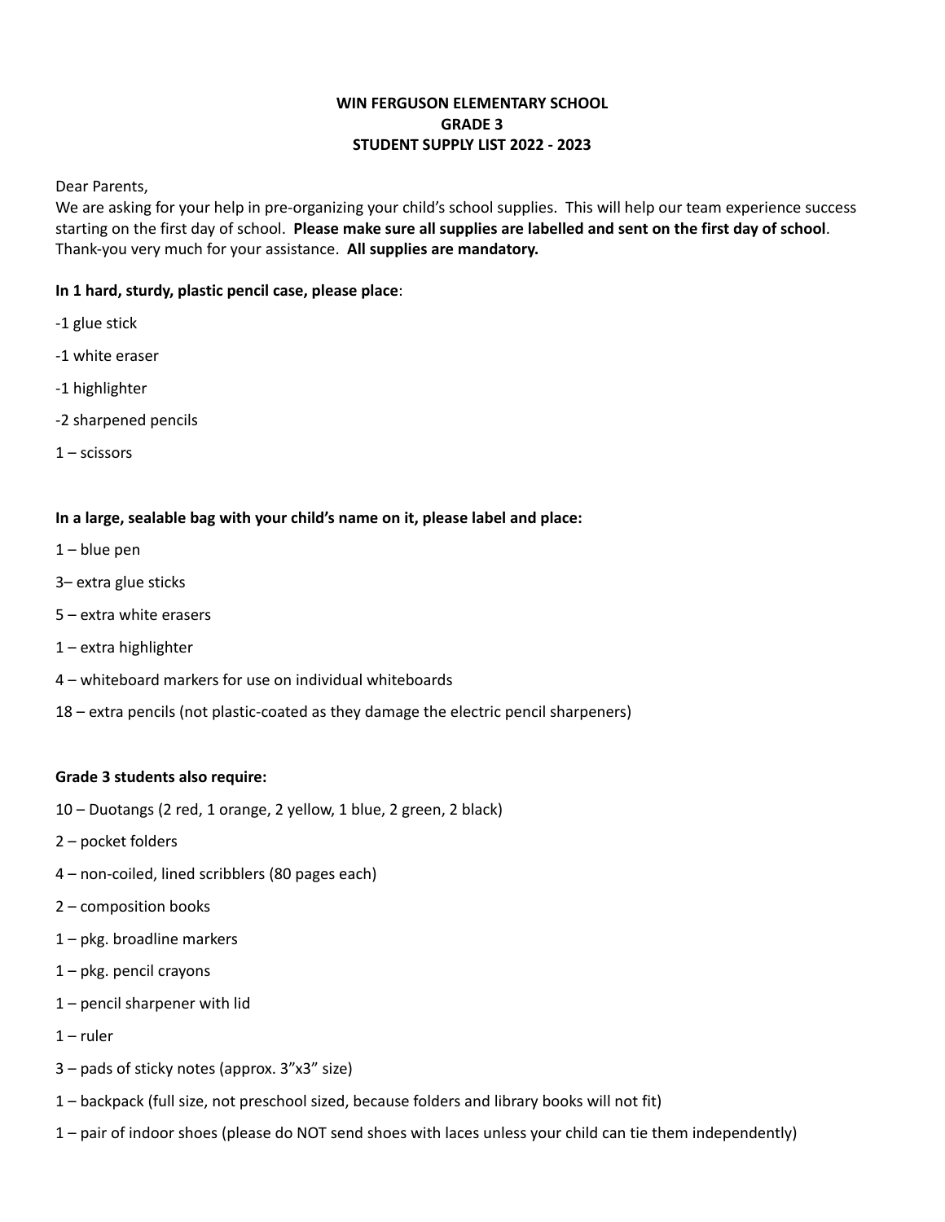**WIN FERGUSON ELEMENTARY SCHOOL**
**GRADE 3**
**STUDENT SUPPLY LIST 2022 - 2023**

Dear Parents,
We are asking for your help in pre-organizing your child's school supplies. This will help our team experience success starting on the first day of school. **Please make sure all supplies are labelled and sent on the first day of school**. Thank-you very much for your assistance. **All supplies are mandatory.**

**In 1 hard, sturdy, plastic pencil case, please place**:

-1 glue stick

-1 white eraser

-1 highlighter

-2 sharpened pencils

1 – scissors

**In a large, sealable bag with your child's name on it, please label and place:**

1 – blue pen

3– extra glue sticks

5 – extra white erasers

1 – extra highlighter

4 – whiteboard markers for use on individual whiteboards

18 – extra pencils (not plastic-coated as they damage the electric pencil sharpeners)

**Grade 3 students also require:**

10 – Duotangs (2 red, 1 orange, 2 yellow, 1 blue, 2 green, 2 black)

2 – pocket folders

4 – non-coiled, lined scribblers (80 pages each)

2 – composition books

1 – pkg. broadline markers

1 – pkg. pencil crayons

1 – pencil sharpener with lid

1 – ruler

3 – pads of sticky notes (approx. 3"x3" size)

1 – backpack (full size, not preschool sized, because folders and library books will not fit)

1 – pair of indoor shoes (please do NOT send shoes with laces unless your child can tie them independently)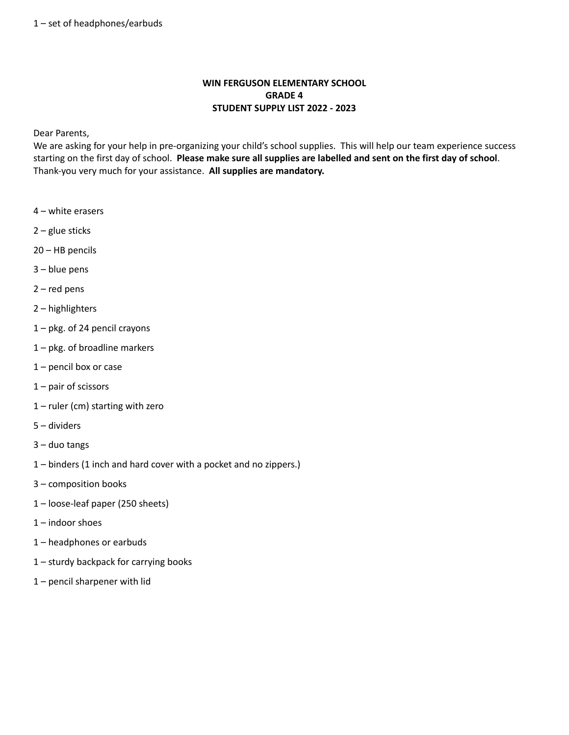1 – set of headphones/earbuds

**WIN FERGUSON ELEMENTARY SCHOOL**
**GRADE 4**
**STUDENT SUPPLY LIST 2022 - 2023**

Dear Parents,
We are asking for your help in pre-organizing your child's school supplies. This will help our team experience success starting on the first day of school. **Please make sure all supplies are labelled and sent on the first day of school**. Thank-you very much for your assistance. **All supplies are mandatory.**

4 – white erasers

2 – glue sticks

20 – HB pencils

3 – blue pens

2 – red pens

2 – highlighters

1 – pkg. of 24 pencil crayons

1 – pkg. of broadline markers

1 – pencil box or case

1 – pair of scissors

1 – ruler (cm) starting with zero

5 – dividers

3 – duo tangs

1 – binders (1 inch and hard cover with a pocket and no zippers.)

3 – composition books

1 – loose-leaf paper (250 sheets)

1 – indoor shoes

1 – headphones or earbuds

1 – sturdy backpack for carrying books

1 – pencil sharpener with lid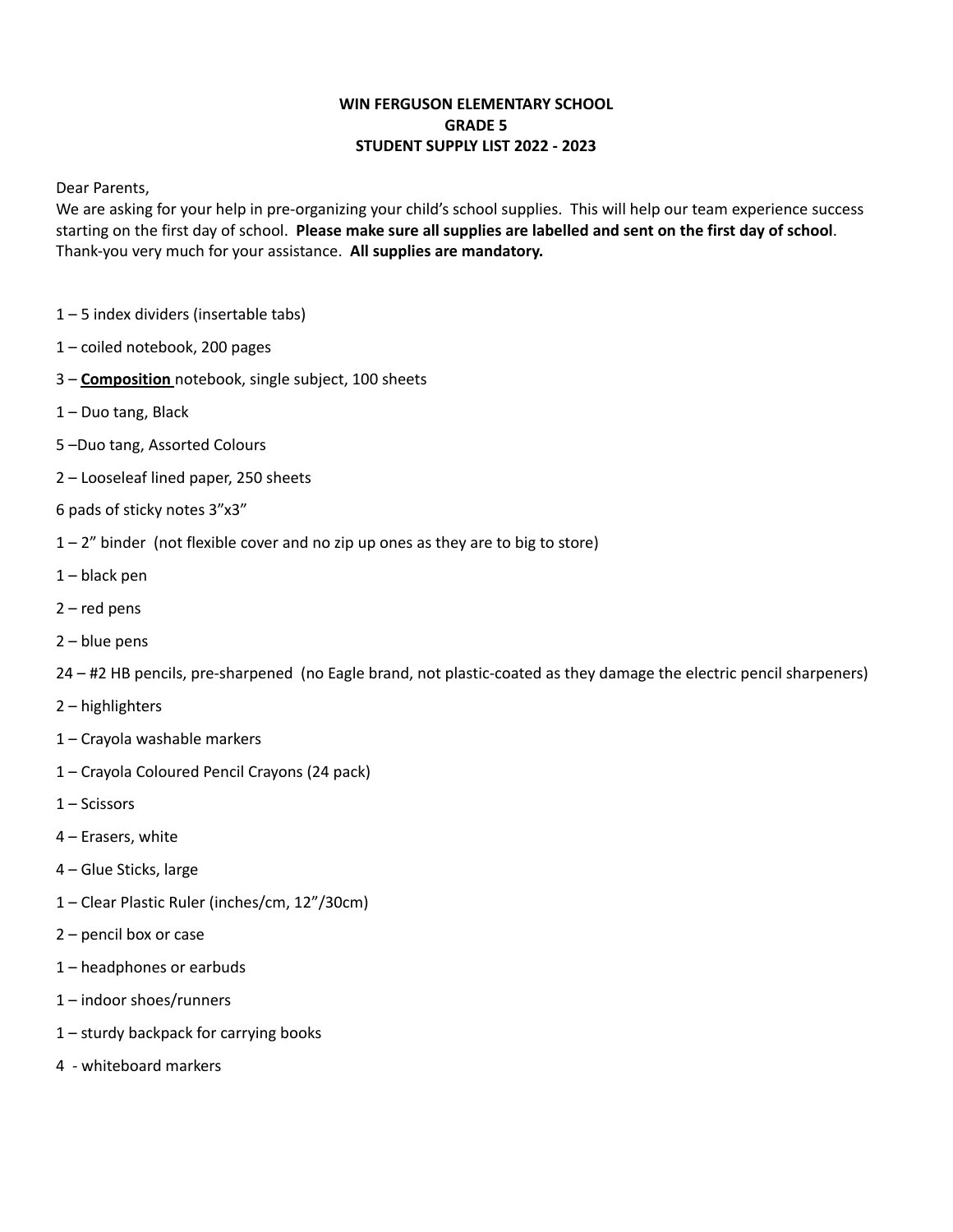**WIN FERGUSON ELEMENTARY SCHOOL**
**GRADE 5**
**STUDENT SUPPLY LIST 2022 - 2023**

Dear Parents,
We are asking for your help in pre-organizing your child's school supplies. This will help our team experience success starting on the first day of school. **Please make sure all supplies are labelled and sent on the first day of school**. Thank-you very much for your assistance. **All supplies are mandatory.**

1 – 5 index dividers (insertable tabs)

1 – coiled notebook, 200 pages

3 – **Composition** notebook, single subject, 100 sheets

1 – Duo tang, Black

5 –Duo tang, Assorted Colours

2 – Looseleaf lined paper, 250 sheets

6 pads of sticky notes 3"x3"

1 – 2" binder (not flexible cover and no zip up ones as they are to big to store)

1 – black pen

2 – red pens

2 – blue pens

24 – #2 HB pencils, pre-sharpened (no Eagle brand, not plastic-coated as they damage the electric pencil sharpeners)

2 – highlighters

1 – Crayola washable markers

1 – Crayola Coloured Pencil Crayons (24 pack)

1 – Scissors

4 – Erasers, white

4 – Glue Sticks, large

1 – Clear Plastic Ruler (inches/cm, 12"/30cm)

2 – pencil box or case

1 – headphones or earbuds

1 – indoor shoes/runners

1 – sturdy backpack for carrying books

4 - whiteboard markers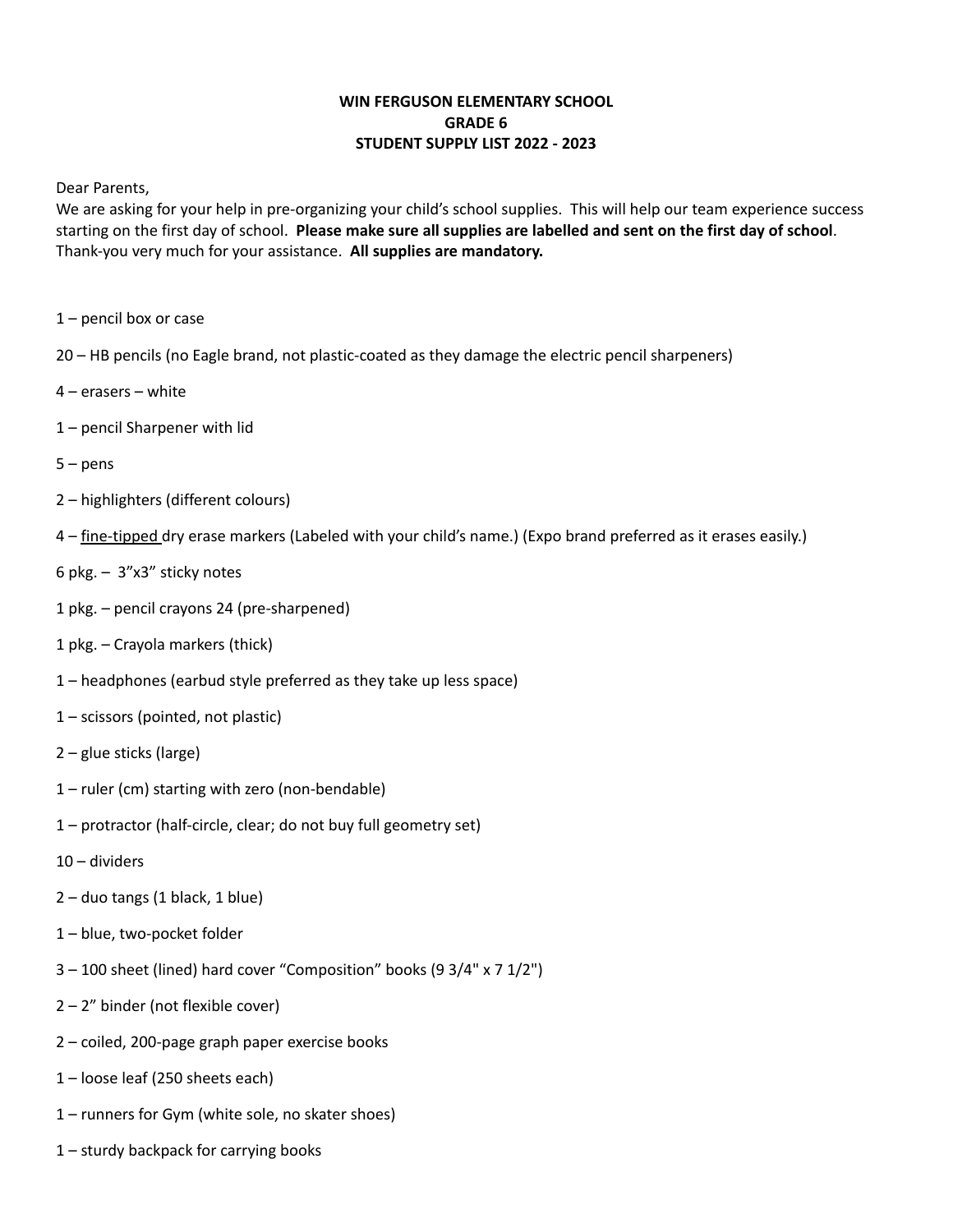**WIN FERGUSON ELEMENTARY SCHOOL**
**GRADE 6**
**STUDENT SUPPLY LIST 2022 - 2023**

Dear Parents,
We are asking for your help in pre-organizing your child's school supplies. This will help our team experience success starting on the first day of school. **Please make sure all supplies are labelled and sent on the first day of school**. Thank-you very much for your assistance. **All supplies are mandatory.**

1 – pencil box or case

20 – HB pencils (no Eagle brand, not plastic-coated as they damage the electric pencil sharpeners)

4 – erasers – white

1 – pencil Sharpener with lid

5 – pens

2 – highlighters (different colours)

4 – <u>fine-tipped</u> dry erase markers (Labeled with your child's name.) (Expo brand preferred as it erases easily.)

6 pkg. – 3"x3" sticky notes

1 pkg. – pencil crayons 24 (pre-sharpened)

1 pkg. – Crayola markers (thick)

1 – headphones (earbud style preferred as they take up less space)

1 – scissors (pointed, not plastic)

2 – glue sticks (large)

1 – ruler (cm) starting with zero (non-bendable)

1 – protractor (half-circle, clear; do not buy full geometry set)

10 – dividers

2 – duo tangs (1 black, 1 blue)

1 – blue, two-pocket folder

3 – 100 sheet (lined) hard cover "Composition" books (9 3/4" x 7 1/2")

2 – 2" binder (not flexible cover)

2 – coiled, 200-page graph paper exercise books

1 – loose leaf (250 sheets each)

1 – runners for Gym (white sole, no skater shoes)

1 – sturdy backpack for carrying books